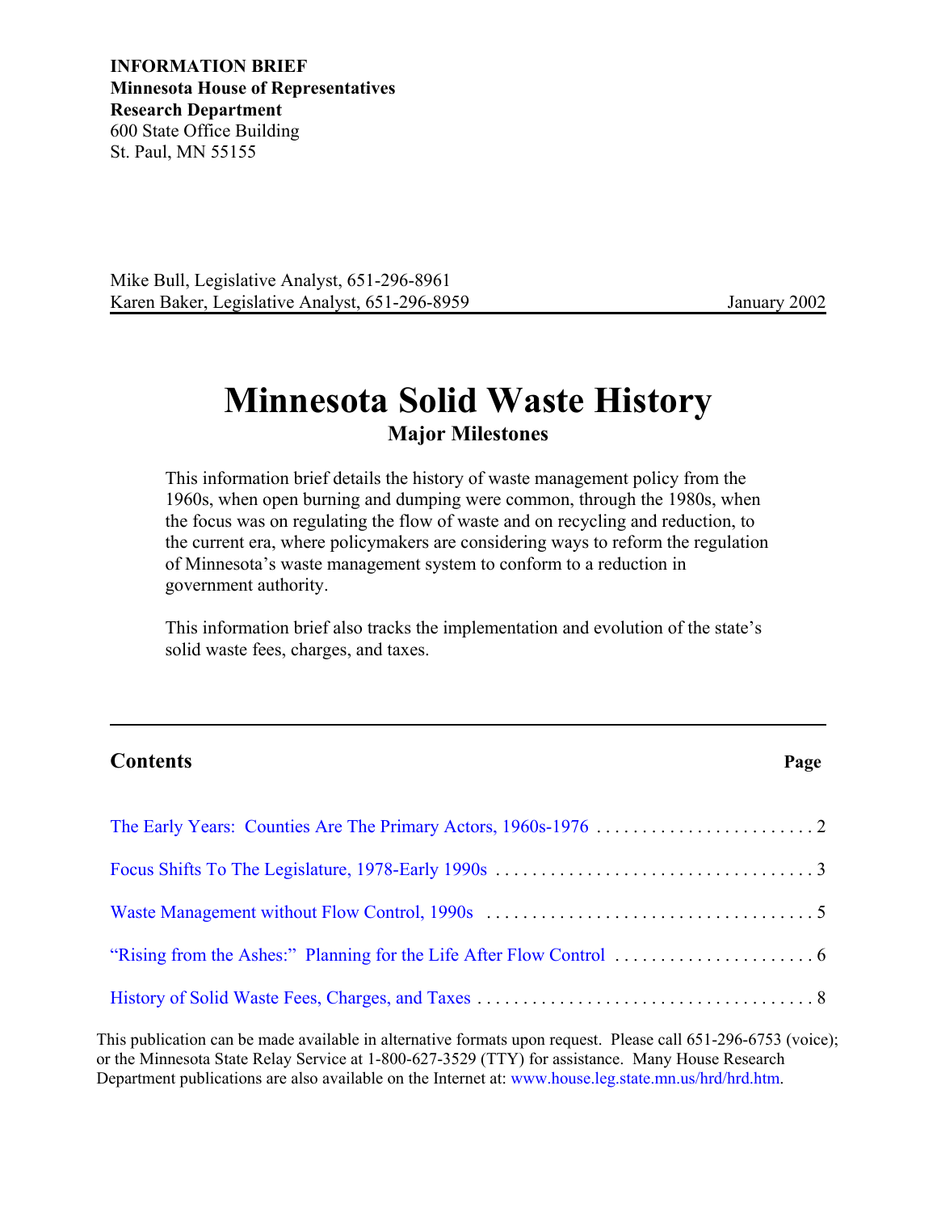**INFORMATION BRIEF**
**Minnesota House of Representatives**
**Research Department**
600 State Office Building
St. Paul, MN 55155

Mike Bull, Legislative Analyst, 651-296-8961
Karen Baker, Legislative Analyst, 651-296-8959

January 2002

# Minnesota Solid Waste History

### Major Milestones

This information brief details the history of waste management policy from the 1960s, when open burning and dumping were common, through the 1980s, when the focus was on regulating the flow of waste and on recycling and reduction, to the current era, where policymakers are considering ways to reform the regulation of Minnesota's waste management system to conform to a reduction in government authority.

This information brief also tracks the implementation and evolution of the state's solid waste fees, charges, and taxes.

## Contents

| | Page |
|---|---|
| The Early Years: Counties Are The Primary Actors, 1960s-1976 | 2 |
| Focus Shifts To The Legislature, 1978-Early 1990s | 3 |
| Waste Management without Flow Control, 1990s | 5 |
| "Rising from the Ashes:" Planning for the Life After Flow Control | 6 |
| History of Solid Waste Fees, Charges, and Taxes | 8 |

This publication can be made available in alternative formats upon request. Please call 651-296-6753 (voice); or the Minnesota State Relay Service at 1-800-627-3529 (TTY) for assistance. Many House Research Department publications are also available on the Internet at: www.house.leg.state.mn.us/hrd/hrd.htm.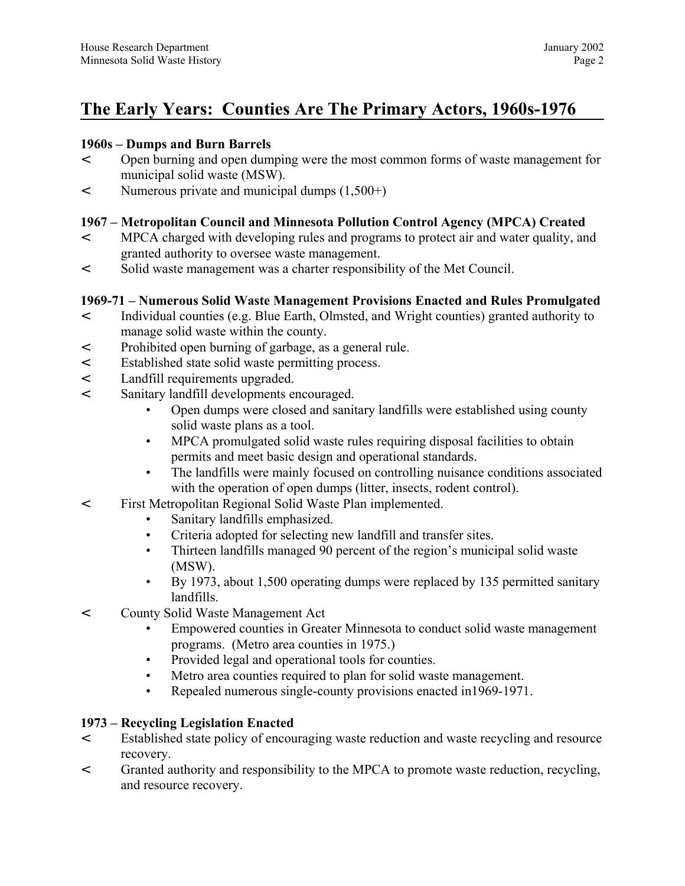## The Early Years: Counties Are The Primary Actors, 1960s-1976

**1960s – Dumps and Burn Barrels**

- Open burning and open dumping were the most common forms of waste management for municipal solid waste (MSW).
- Numerous private and municipal dumps (1,500+)

**1967 – Metropolitan Council and Minnesota Pollution Control Agency (MPCA) Created**

- MPCA charged with developing rules and programs to protect air and water quality, and granted authority to oversee waste management.
- Solid waste management was a charter responsibility of the Met Council.

**1969-71 – Numerous Solid Waste Management Provisions Enacted and Rules Promulgated**

- Individual counties (e.g. Blue Earth, Olmsted, and Wright counties) granted authority to manage solid waste within the county.
- Prohibited open burning of garbage, as a general rule.
- Established state solid waste permitting process.
- Landfill requirements upgraded.
- Sanitary landfill developments encouraged.
  - Open dumps were closed and sanitary landfills were established using county solid waste plans as a tool.
  - MPCA promulgated solid waste rules requiring disposal facilities to obtain permits and meet basic design and operational standards.
  - The landfills were mainly focused on controlling nuisance conditions associated with the operation of open dumps (litter, insects, rodent control).
- First Metropolitan Regional Solid Waste Plan implemented.
  - Sanitary landfills emphasized.
  - Criteria adopted for selecting new landfill and transfer sites.
  - Thirteen landfills managed 90 percent of the region's municipal solid waste (MSW).
  - By 1973, about 1,500 operating dumps were replaced by 135 permitted sanitary landfills.
- County Solid Waste Management Act
  - Empowered counties in Greater Minnesota to conduct solid waste management programs. (Metro area counties in 1975.)
  - Provided legal and operational tools for counties.
  - Metro area counties required to plan for solid waste management.
  - Repealed numerous single-county provisions enacted in1969-1971.

**1973 – Recycling Legislation Enacted**

- Established state policy of encouraging waste reduction and waste recycling and resource recovery.
- Granted authority and responsibility to the MPCA to promote waste reduction, recycling, and resource recovery.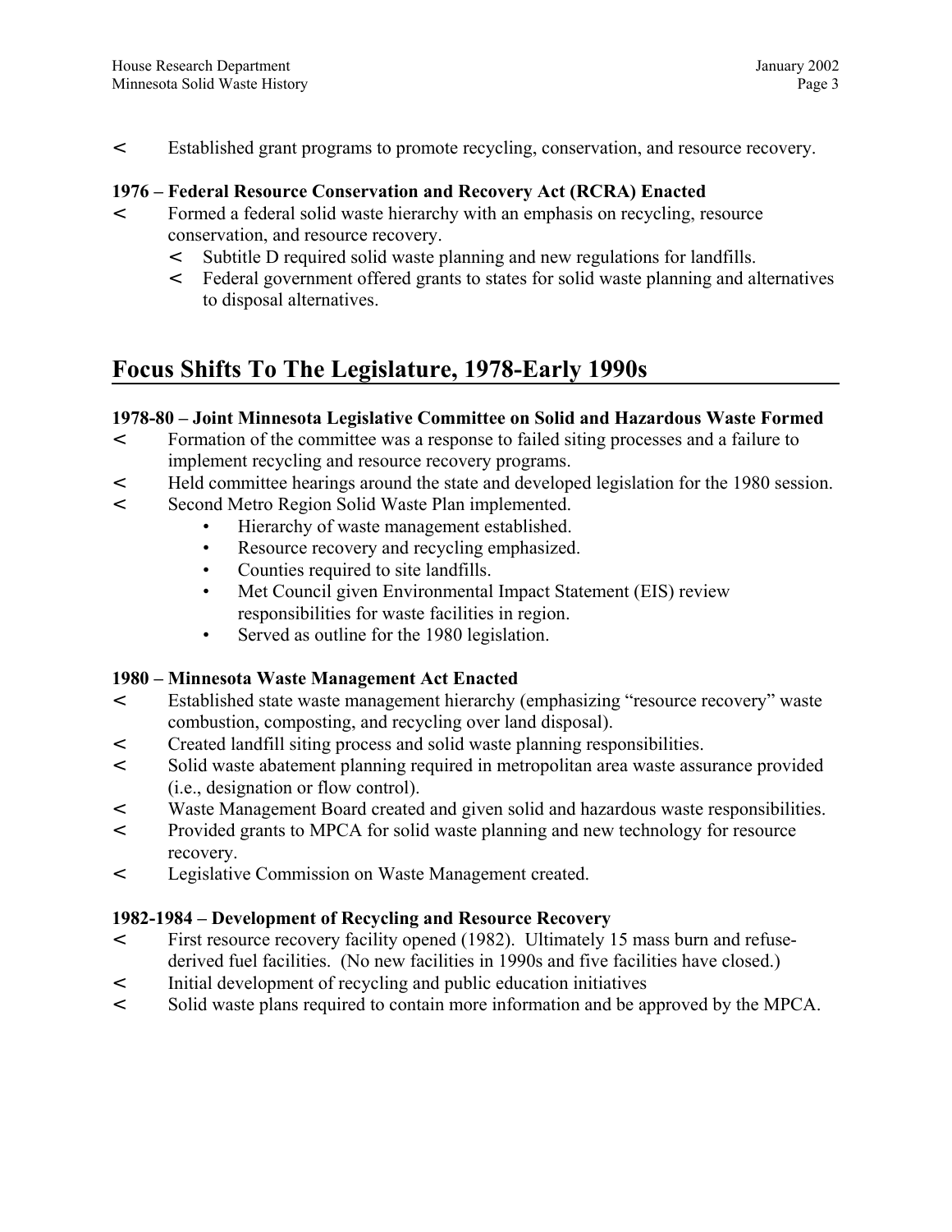- Established grant programs to promote recycling, conservation, and resource recovery.

**1976 – Federal Resource Conservation and Recovery Act (RCRA) Enacted**

- Formed a federal solid waste hierarchy with an emphasis on recycling, resource conservation, and resource recovery.
  - Subtitle D required solid waste planning and new regulations for landfills.
  - Federal government offered grants to states for solid waste planning and alternatives to disposal alternatives.

## Focus Shifts To The Legislature, 1978-Early 1990s

**1978-80 – Joint Minnesota Legislative Committee on Solid and Hazardous Waste Formed**

- Formation of the committee was a response to failed siting processes and a failure to implement recycling and resource recovery programs.
- Held committee hearings around the state and developed legislation for the 1980 session.
- Second Metro Region Solid Waste Plan implemented.
  - Hierarchy of waste management established.
  - Resource recovery and recycling emphasized.
  - Counties required to site landfills.
  - Met Council given Environmental Impact Statement (EIS) review responsibilities for waste facilities in region.
  - Served as outline for the 1980 legislation.

**1980 – Minnesota Waste Management Act Enacted**

- Established state waste management hierarchy (emphasizing "resource recovery" waste combustion, composting, and recycling over land disposal).
- Created landfill siting process and solid waste planning responsibilities.
- Solid waste abatement planning required in metropolitan area waste assurance provided (i.e., designation or flow control).
- Waste Management Board created and given solid and hazardous waste responsibilities.
- Provided grants to MPCA for solid waste planning and new technology for resource recovery.
- Legislative Commission on Waste Management created.

**1982-1984 – Development of Recycling and Resource Recovery**

- First resource recovery facility opened (1982). Ultimately 15 mass burn and refuse-derived fuel facilities. (No new facilities in 1990s and five facilities have closed.)
- Initial development of recycling and public education initiatives
- Solid waste plans required to contain more information and be approved by the MPCA.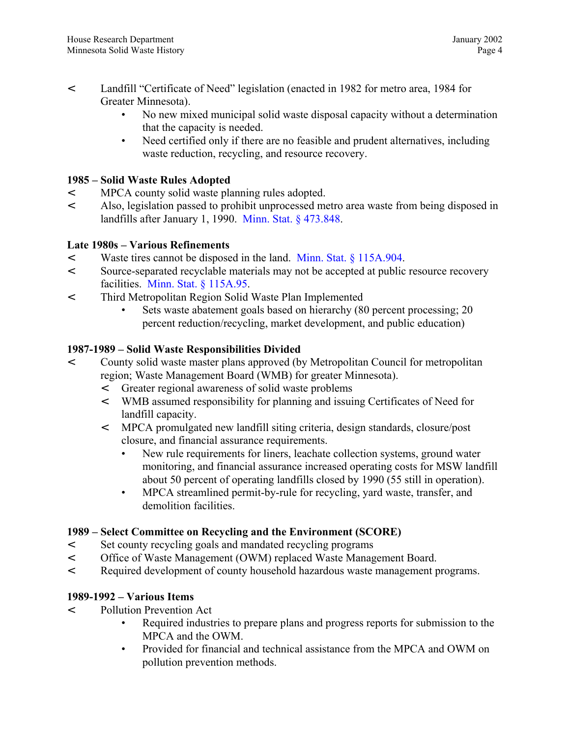- Landfill "Certificate of Need" legislation (enacted in 1982 for metro area, 1984 for Greater Minnesota).
    - No new mixed municipal solid waste disposal capacity without a determination that the capacity is needed.
    - Need certified only if there are no feasible and prudent alternatives, including waste reduction, recycling, and resource recovery.

**1985 – Solid Waste Rules Adopted**

- MPCA county solid waste planning rules adopted.
- Also, legislation passed to prohibit unprocessed metro area waste from being disposed in landfills after January 1, 1990. Minn. Stat. § 473.848.

**Late 1980s – Various Refinements**

- Waste tires cannot be disposed in the land. Minn. Stat. § 115A.904.
- Source-separated recyclable materials may not be accepted at public resource recovery facilities. Minn. Stat. § 115A.95.
- Third Metropolitan Region Solid Waste Plan Implemented
    - Sets waste abatement goals based on hierarchy (80 percent processing; 20 percent reduction/recycling, market development, and public education)

**1987-1989 – Solid Waste Responsibilities Divided**

- County solid waste master plans approved (by Metropolitan Council for metropolitan region; Waste Management Board (WMB) for greater Minnesota).
    - Greater regional awareness of solid waste problems
    - WMB assumed responsibility for planning and issuing Certificates of Need for landfill capacity.
    - MPCA promulgated new landfill siting criteria, design standards, closure/post closure, and financial assurance requirements.
        - New rule requirements for liners, leachate collection systems, ground water monitoring, and financial assurance increased operating costs for MSW landfill about 50 percent of operating landfills closed by 1990 (55 still in operation).
        - MPCA streamlined permit-by-rule for recycling, yard waste, transfer, and demolition facilities.

**1989 – Select Committee on Recycling and the Environment (SCORE)**

- Set county recycling goals and mandated recycling programs
- Office of Waste Management (OWM) replaced Waste Management Board.
- Required development of county household hazardous waste management programs.

**1989-1992 – Various Items**

- Pollution Prevention Act
    - Required industries to prepare plans and progress reports for submission to the MPCA and the OWM.
    - Provided for financial and technical assistance from the MPCA and OWM on pollution prevention methods.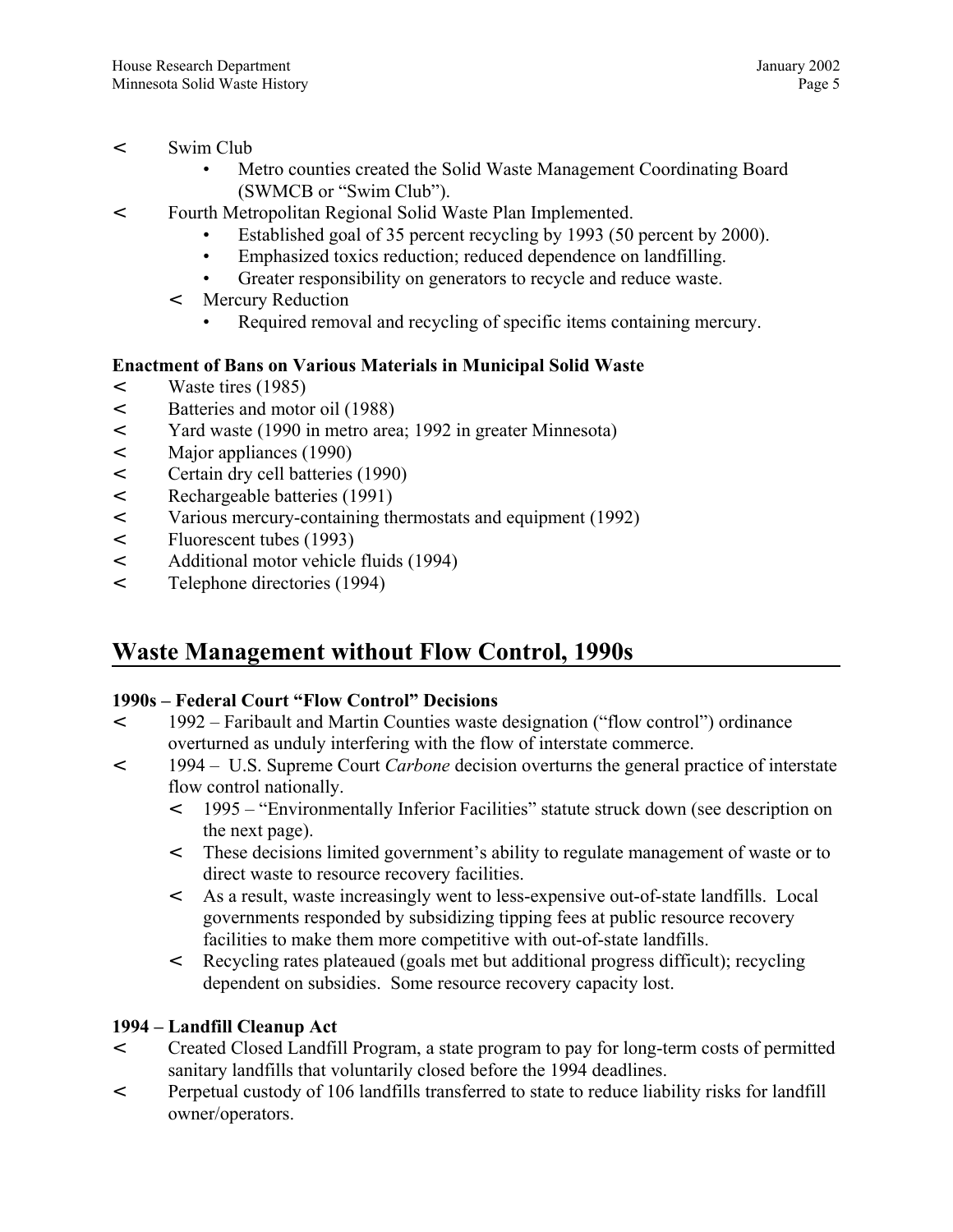- Swim Club
  - Metro counties created the Solid Waste Management Coordinating Board (SWMCB or "Swim Club").
- Fourth Metropolitan Regional Solid Waste Plan Implemented.
  - Established goal of 35 percent recycling by 1993 (50 percent by 2000).
  - Emphasized toxics reduction; reduced dependence on landfilling.
  - Greater responsibility on generators to recycle and reduce waste.
  - Mercury Reduction
    - Required removal and recycling of specific items containing mercury.

**Enactment of Bans on Various Materials in Municipal Solid Waste**

- Waste tires (1985)
- Batteries and motor oil (1988)
- Yard waste (1990 in metro area; 1992 in greater Minnesota)
- Major appliances (1990)
- Certain dry cell batteries (1990)
- Rechargeable batteries (1991)
- Various mercury-containing thermostats and equipment (1992)
- Fluorescent tubes (1993)
- Additional motor vehicle fluids (1994)
- Telephone directories (1994)

## Waste Management without Flow Control, 1990s

**1990s – Federal Court "Flow Control" Decisions**

- 1992 – Faribault and Martin Counties waste designation ("flow control") ordinance overturned as unduly interfering with the flow of interstate commerce.
- 1994 – U.S. Supreme Court *Carbone* decision overturns the general practice of interstate flow control nationally.
  - 1995 – "Environmentally Inferior Facilities" statute struck down (see description on the next page).
  - These decisions limited government's ability to regulate management of waste or to direct waste to resource recovery facilities.
  - As a result, waste increasingly went to less-expensive out-of-state landfills. Local governments responded by subsidizing tipping fees at public resource recovery facilities to make them more competitive with out-of-state landfills.
  - Recycling rates plateaued (goals met but additional progress difficult); recycling dependent on subsidies. Some resource recovery capacity lost.

**1994 – Landfill Cleanup Act**

- Created Closed Landfill Program, a state program to pay for long-term costs of permitted sanitary landfills that voluntarily closed before the 1994 deadlines.
- Perpetual custody of 106 landfills transferred to state to reduce liability risks for landfill owner/operators.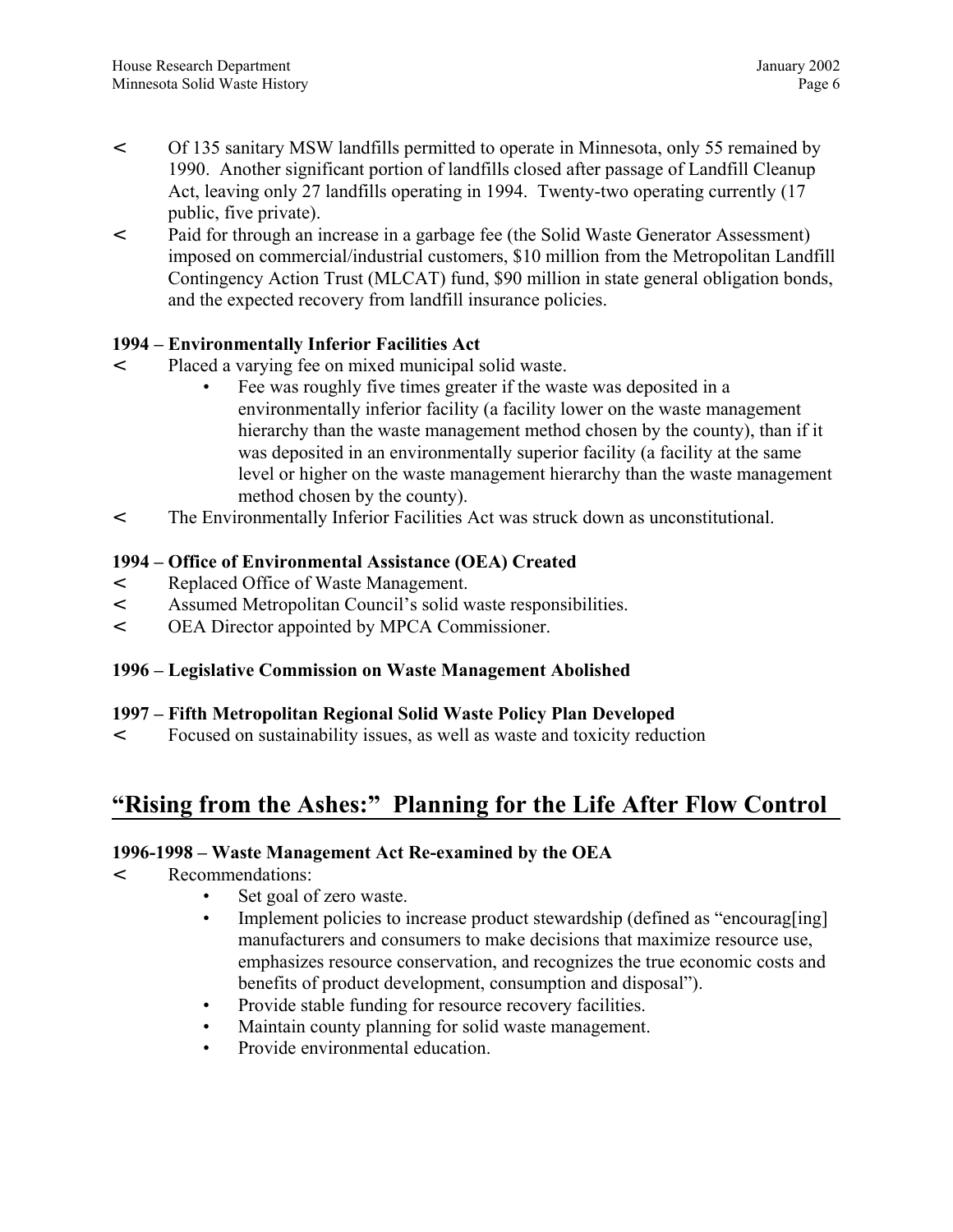- Of 135 sanitary MSW landfills permitted to operate in Minnesota, only 55 remained by 1990. Another significant portion of landfills closed after passage of Landfill Cleanup Act, leaving only 27 landfills operating in 1994. Twenty-two operating currently (17 public, five private).
- Paid for through an increase in a garbage fee (the Solid Waste Generator Assessment) imposed on commercial/industrial customers, $10 million from the Metropolitan Landfill Contingency Action Trust (MLCAT) fund, $90 million in state general obligation bonds, and the expected recovery from landfill insurance policies.

**1994 – Environmentally Inferior Facilities Act**

- Placed a varying fee on mixed municipal solid waste.
  - Fee was roughly five times greater if the waste was deposited in a environmentally inferior facility (a facility lower on the waste management hierarchy than the waste management method chosen by the county), than if it was deposited in an environmentally superior facility (a facility at the same level or higher on the waste management hierarchy than the waste management method chosen by the county).
- The Environmentally Inferior Facilities Act was struck down as unconstitutional.

**1994 – Office of Environmental Assistance (OEA) Created**

- Replaced Office of Waste Management.
- Assumed Metropolitan Council's solid waste responsibilities.
- OEA Director appointed by MPCA Commissioner.

**1996 – Legislative Commission on Waste Management Abolished**

**1997 – Fifth Metropolitan Regional Solid Waste Policy Plan Developed**

- Focused on sustainability issues, as well as waste and toxicity reduction

## "Rising from the Ashes:" Planning for the Life After Flow Control

**1996-1998 – Waste Management Act Re-examined by the OEA**

- Recommendations:
  - Set goal of zero waste.
  - Implement policies to increase product stewardship (defined as "encourag[ing] manufacturers and consumers to make decisions that maximize resource use, emphasizes resource conservation, and recognizes the true economic costs and benefits of product development, consumption and disposal").
  - Provide stable funding for resource recovery facilities.
  - Maintain county planning for solid waste management.
  - Provide environmental education.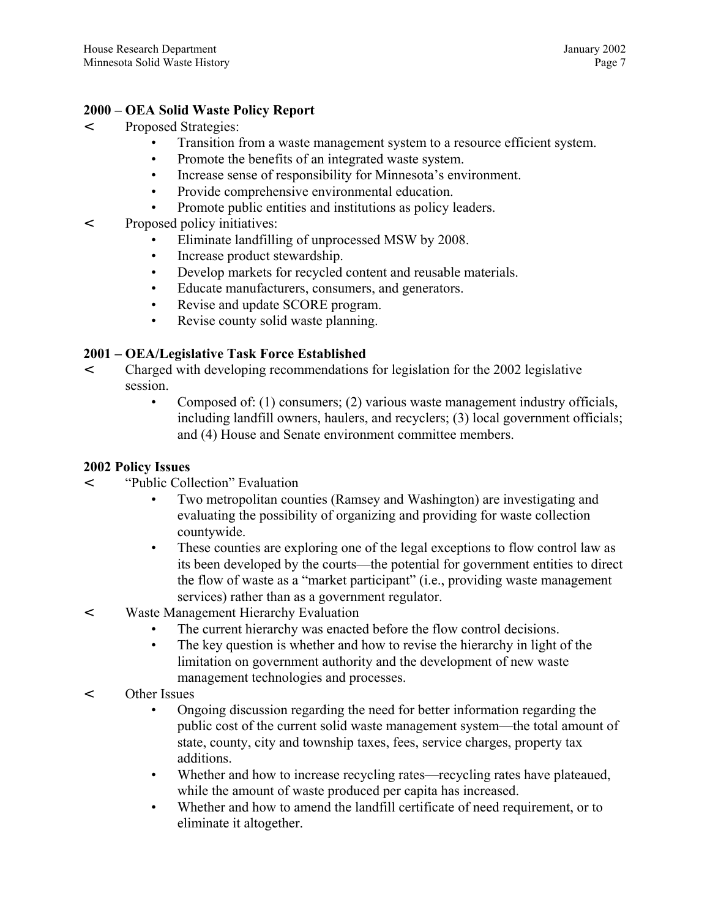### 2000 – OEA Solid Waste Policy Report

- Proposed Strategies:
  - Transition from a waste management system to a resource efficient system.
  - Promote the benefits of an integrated waste system.
  - Increase sense of responsibility for Minnesota's environment.
  - Provide comprehensive environmental education.
  - Promote public entities and institutions as policy leaders.
- Proposed policy initiatives:
  - Eliminate landfilling of unprocessed MSW by 2008.
  - Increase product stewardship.
  - Develop markets for recycled content and reusable materials.
  - Educate manufacturers, consumers, and generators.
  - Revise and update SCORE program.
  - Revise county solid waste planning.

### 2001 – OEA/Legislative Task Force Established

- Charged with developing recommendations for legislation for the 2002 legislative session.
  - Composed of: (1) consumers; (2) various waste management industry officials, including landfill owners, haulers, and recyclers; (3) local government officials; and (4) House and Senate environment committee members.

### 2002 Policy Issues

- "Public Collection" Evaluation
  - Two metropolitan counties (Ramsey and Washington) are investigating and evaluating the possibility of organizing and providing for waste collection countywide.
  - These counties are exploring one of the legal exceptions to flow control law as its been developed by the courts—the potential for government entities to direct the flow of waste as a "market participant" (i.e., providing waste management services) rather than as a government regulator.
- Waste Management Hierarchy Evaluation
  - The current hierarchy was enacted before the flow control decisions.
  - The key question is whether and how to revise the hierarchy in light of the limitation on government authority and the development of new waste management technologies and processes.
- Other Issues
  - Ongoing discussion regarding the need for better information regarding the public cost of the current solid waste management system—the total amount of state, county, city and township taxes, fees, service charges, property tax additions.
  - Whether and how to increase recycling rates—recycling rates have plateaued, while the amount of waste produced per capita has increased.
  - Whether and how to amend the landfill certificate of need requirement, or to eliminate it altogether.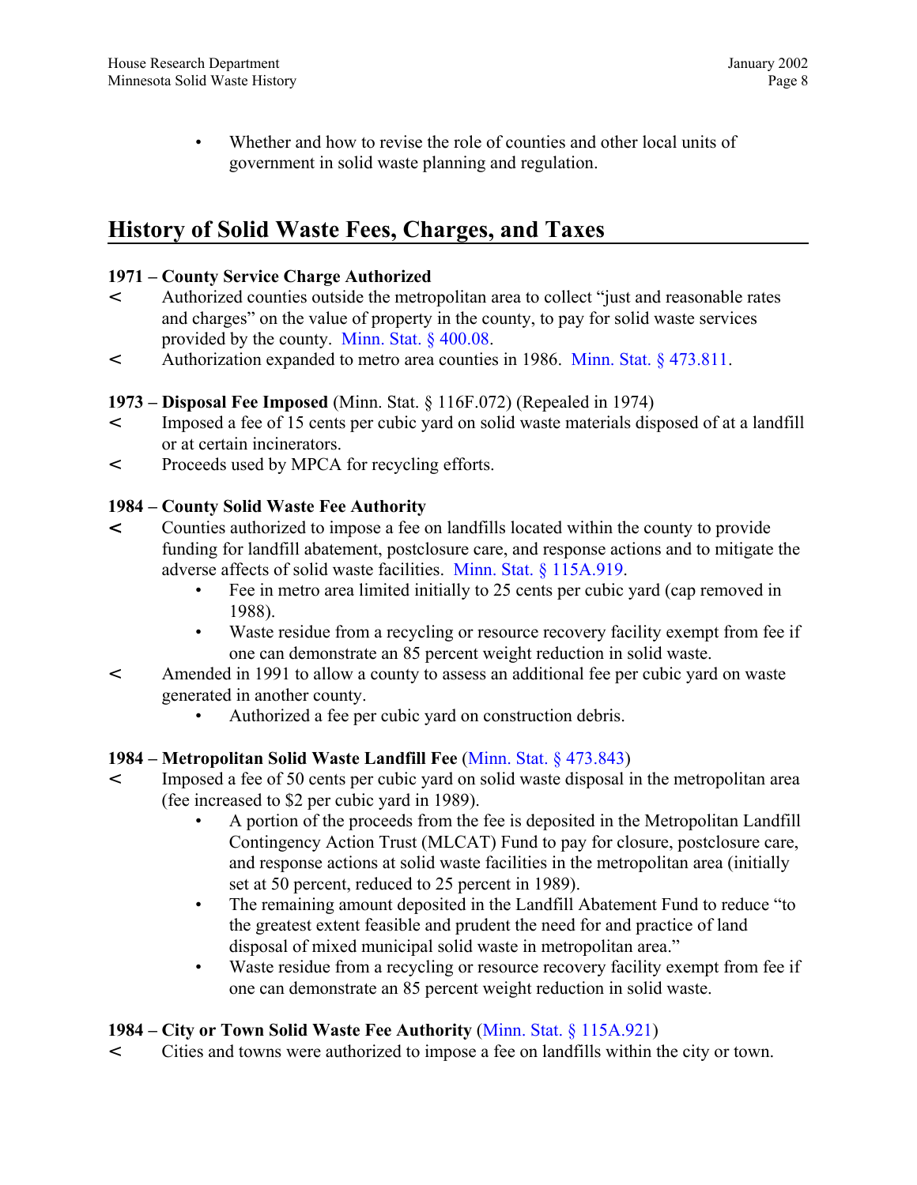- Whether and how to revise the role of counties and other local units of government in solid waste planning and regulation.

## History of Solid Waste Fees, Charges, and Taxes

**1971 – County Service Charge Authorized**

- Authorized counties outside the metropolitan area to collect "just and reasonable rates and charges" on the value of property in the county, to pay for solid waste services provided by the county. Minn. Stat. § 400.08.
- Authorization expanded to metro area counties in 1986. Minn. Stat. § 473.811.

**1973 – Disposal Fee Imposed** (Minn. Stat. § 116F.072) (Repealed in 1974)

- Imposed a fee of 15 cents per cubic yard on solid waste materials disposed of at a landfill or at certain incinerators.
- Proceeds used by MPCA for recycling efforts.

**1984 – County Solid Waste Fee Authority**

- Counties authorized to impose a fee on landfills located within the county to provide funding for landfill abatement, postclosure care, and response actions and to mitigate the adverse affects of solid waste facilities. Minn. Stat. § 115A.919.
    - Fee in metro area limited initially to 25 cents per cubic yard (cap removed in 1988).
    - Waste residue from a recycling or resource recovery facility exempt from fee if one can demonstrate an 85 percent weight reduction in solid waste.
- Amended in 1991 to allow a county to assess an additional fee per cubic yard on waste generated in another county.
    - Authorized a fee per cubic yard on construction debris.

**1984 – Metropolitan Solid Waste Landfill Fee** (Minn. Stat. § 473.843)

- Imposed a fee of 50 cents per cubic yard on solid waste disposal in the metropolitan area (fee increased to $2 per cubic yard in 1989).
    - A portion of the proceeds from the fee is deposited in the Metropolitan Landfill Contingency Action Trust (MLCAT) Fund to pay for closure, postclosure care, and response actions at solid waste facilities in the metropolitan area (initially set at 50 percent, reduced to 25 percent in 1989).
    - The remaining amount deposited in the Landfill Abatement Fund to reduce "to the greatest extent feasible and prudent the need for and practice of land disposal of mixed municipal solid waste in metropolitan area."
    - Waste residue from a recycling or resource recovery facility exempt from fee if one can demonstrate an 85 percent weight reduction in solid waste.

**1984 – City or Town Solid Waste Fee Authority** (Minn. Stat. § 115A.921)

- Cities and towns were authorized to impose a fee on landfills within the city or town.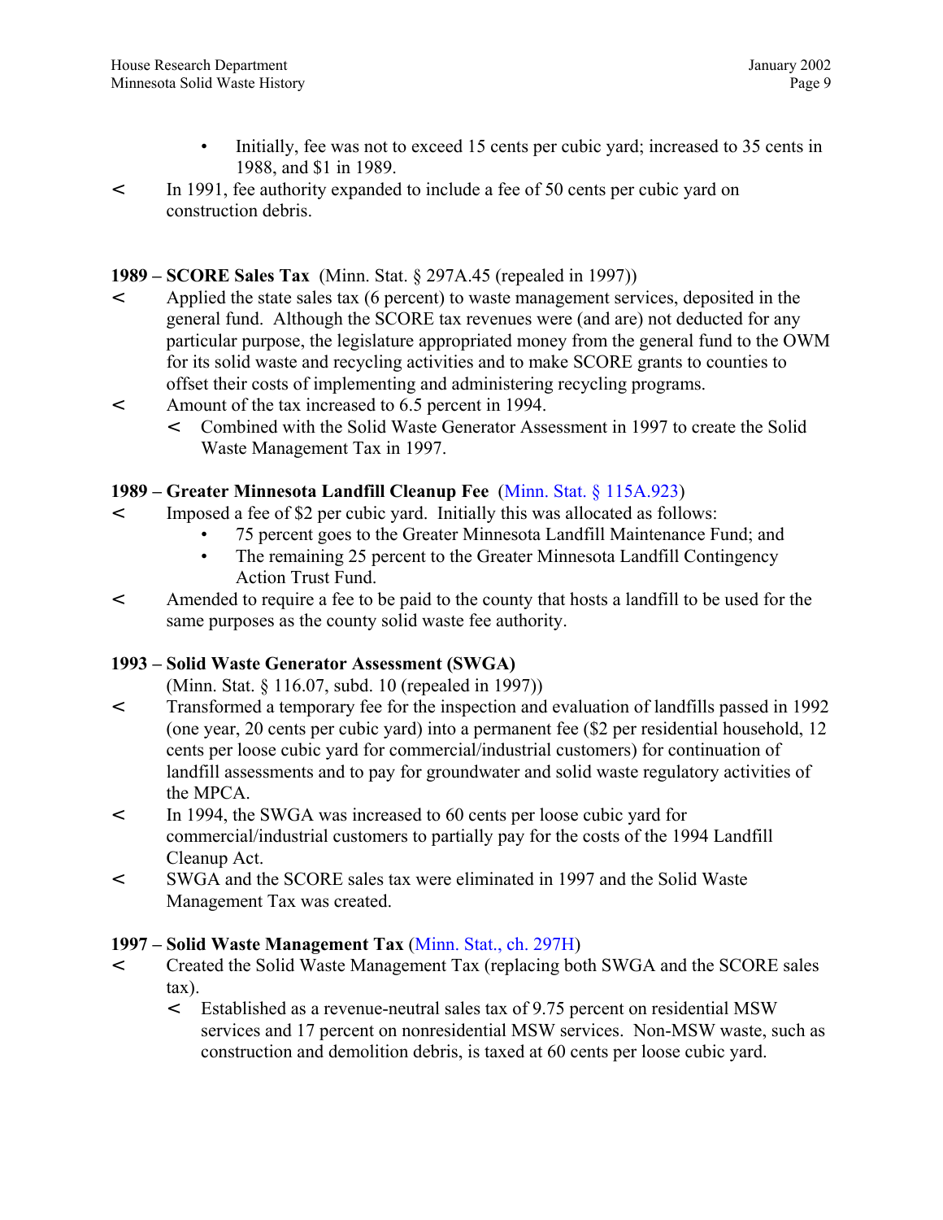- Initially, fee was not to exceed 15 cents per cubic yard; increased to 35 cents in 1988, and $1 in 1989.

- In 1991, fee authority expanded to include a fee of 50 cents per cubic yard on construction debris.

**1989 – SCORE Sales Tax** (Minn. Stat. § 297A.45 (repealed in 1997))

- Applied the state sales tax (6 percent) to waste management services, deposited in the general fund. Although the SCORE tax revenues were (and are) not deducted for any particular purpose, the legislature appropriated money from the general fund to the OWM for its solid waste and recycling activities and to make SCORE grants to counties to offset their costs of implementing and administering recycling programs.
- Amount of the tax increased to 6.5 percent in 1994.
  - Combined with the Solid Waste Generator Assessment in 1997 to create the Solid Waste Management Tax in 1997.

**1989 – Greater Minnesota Landfill Cleanup Fee** (Minn. Stat. § 115A.923)

- Imposed a fee of $2 per cubic yard. Initially this was allocated as follows:
  - 75 percent goes to the Greater Minnesota Landfill Maintenance Fund; and
  - The remaining 25 percent to the Greater Minnesota Landfill Contingency Action Trust Fund.
- Amended to require a fee to be paid to the county that hosts a landfill to be used for the same purposes as the county solid waste fee authority.

**1993 – Solid Waste Generator Assessment (SWGA)**
(Minn. Stat. § 116.07, subd. 10 (repealed in 1997))

- Transformed a temporary fee for the inspection and evaluation of landfills passed in 1992 (one year, 20 cents per cubic yard) into a permanent fee ($2 per residential household, 12 cents per loose cubic yard for commercial/industrial customers) for continuation of landfill assessments and to pay for groundwater and solid waste regulatory activities of the MPCA.
- In 1994, the SWGA was increased to 60 cents per loose cubic yard for commercial/industrial customers to partially pay for the costs of the 1994 Landfill Cleanup Act.
- SWGA and the SCORE sales tax were eliminated in 1997 and the Solid Waste Management Tax was created.

**1997 – Solid Waste Management Tax** (Minn. Stat., ch. 297H)

- Created the Solid Waste Management Tax (replacing both SWGA and the SCORE sales tax).
  - Established as a revenue-neutral sales tax of 9.75 percent on residential MSW services and 17 percent on nonresidential MSW services. Non-MSW waste, such as construction and demolition debris, is taxed at 60 cents per loose cubic yard.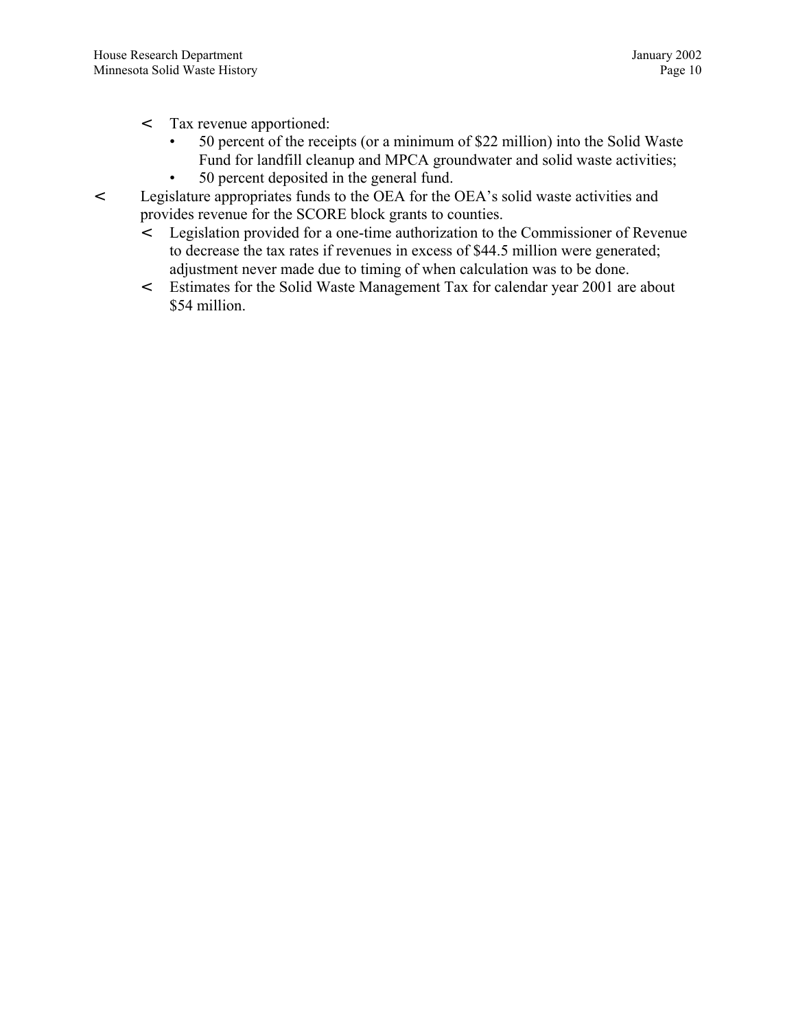- Tax revenue apportioned:
  - 50 percent of the receipts (or a minimum of $22 million) into the Solid Waste Fund for landfill cleanup and MPCA groundwater and solid waste activities;
  - 50 percent deposited in the general fund.

- Legislature appropriates funds to the OEA for the OEA's solid waste activities and provides revenue for the SCORE block grants to counties.
  - Legislation provided for a one-time authorization to the Commissioner of Revenue to decrease the tax rates if revenues in excess of $44.5 million were generated; adjustment never made due to timing of when calculation was to be done.
  - Estimates for the Solid Waste Management Tax for calendar year 2001 are about $54 million.